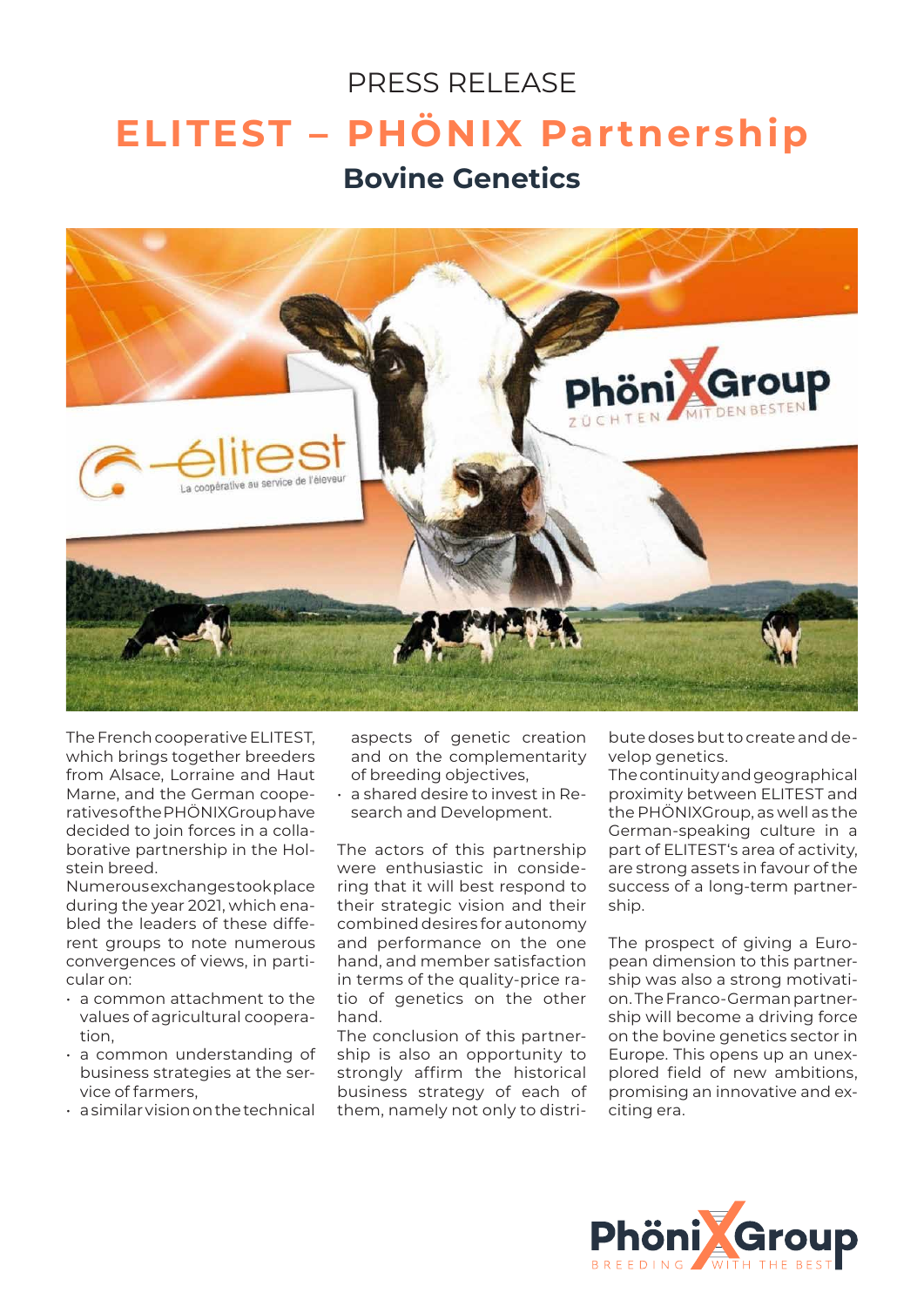PRESS RELEASE

# ELITEST – PHÖNIX Partnership

## Bovine Genetics

The French cooperative ELITEST, which brings together breeders from Alsace, Lorraine and Haut Marne, and the German cooperatives of the PHÖNIXGroup have decided to join forces in a collaborative partnership in the Holstein breed.

Numerous exchanges took place during the year 2021, which enabled the leaders of these different groups to note numerous convergences of views, in particular on:

- a common attachment to the values of agricultural cooperation,
- a common understanding of business strategies at the service of farmers,
- a similar vision on the technical aspects of genetic creation and on the complementarity of breeding objectives,
- a shared desire to invest in Research and Development.

The actors of this partnership were enthusiastic in considering that it will best respond to their strategic vision and their combined desires for autonomy and performance on the one hand, and member satisfaction in terms of the quality-price ratio of genetics on the other hand.

The conclusion of this partnership is also an opportunity to strongly affirm the historical business strategy of each of them, namely not only to distribute doses but to create and develop genetics.

The continuity and geographical proximity between ELITEST and the PHÖNIXGroup, as well as the German-speaking culture in a part of ELITEST's area of activity, are strong assets in favour of the success of a long-term partnership.

The prospect of giving a European dimension to this partnership was also a strong motivation. The Franco-German partnership will become a driving force on the bovine genetics sector in Europe. This opens up an unexplored field of new ambitions, promising an innovative and exciting era.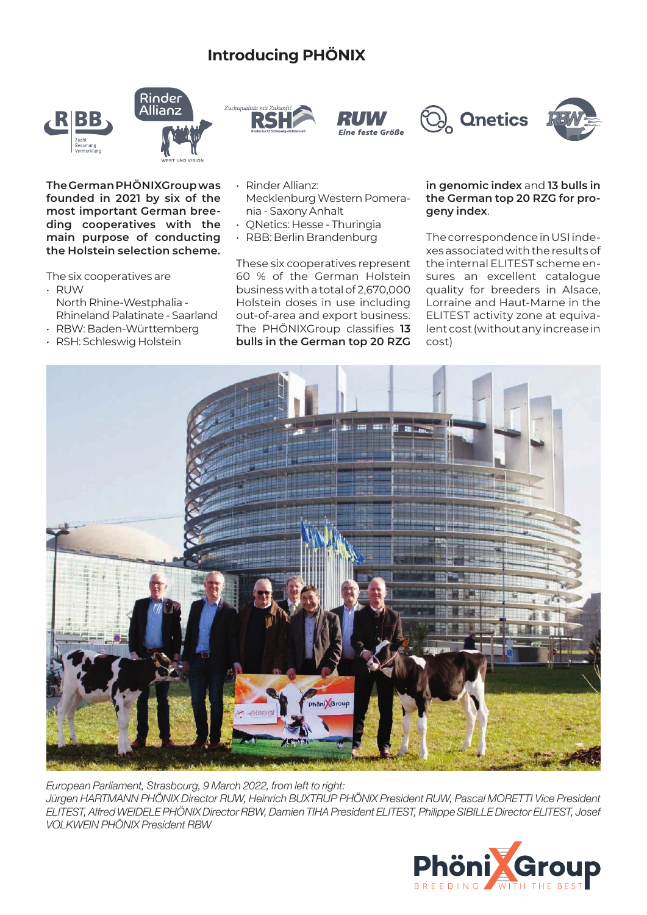# Introducing PHÖNIX

**The German PHÖNIXGroup was founded in 2021 by six of the most important German breeding cooperatives with the main purpose of conducting the Holstein selection scheme.**

The six cooperatives are

- RUW
  North Rhine-Westphalia - Rhineland Palatinate - Saarland
- RBW: Baden-Württemberg
- RSH: Schleswig Holstein
- Rinder Allianz: Mecklenburg Western Pomerania - Saxony Anhalt
- QNetics: Hesse - Thuringia
- RBB: Berlin Brandenburg

These six cooperatives represent 60 % of the German Holstein business with a total of 2,670,000 Holstein doses in use including out-of-area and export business. The PHÖNIXGroup classifies **13 bulls in the German top 20 RZG in genomic index** and **13 bulls in the German top 20 RZG for progeny index**.

The correspondence in USI indexes associated with the results of the internal ELITEST scheme ensures an excellent catalogue quality for breeders in Alsace, Lorraine and Haut-Marne in the ELITEST activity zone at equivalent cost (without any increase in cost)

*European Parliament, Strasbourg, 9 March 2022, from left to right:*
*Jürgen HARTMANN PHÖNIX Director RUW, Heinrich BUXTRUP PHÖNIX President RUW, Pascal MORETTI Vice President ELITEST, Alfred WEIDELE PHÖNIX Director RBW, Damien TIHA President ELITEST, Philippe SIBILLE Director ELITEST, Josef VOLKWEIN PHÖNIX President RBW*

PhöniXGroup
BREEDING WITH THE BEST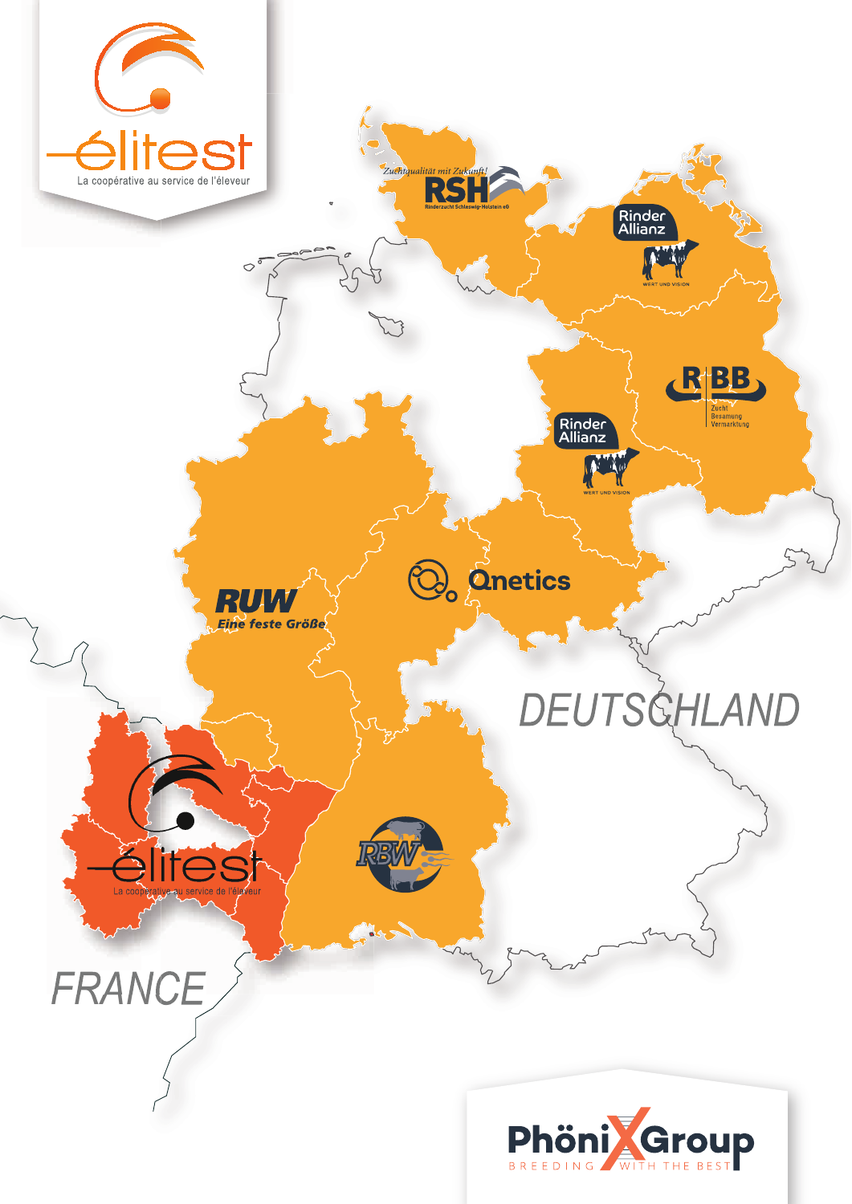élitest

La coopérative au service de l'éleveur

Zuchtqualität mit Zukunft!

RSH

Rinderzucht Schleswig-Holstein eG

Rinder Allianz

WERT UND VISION

RBB

Zucht
Besamung
Vermarktung

Rinder Allianz

WERT UND VISION

Qnetics

RUW

Eine feste Größe

DEUTSCHLAND

élitest

La coopérative au service de l'éleveur

RBW

FRANCE

PhöniXGroup

BREEDING WITH THE BEST